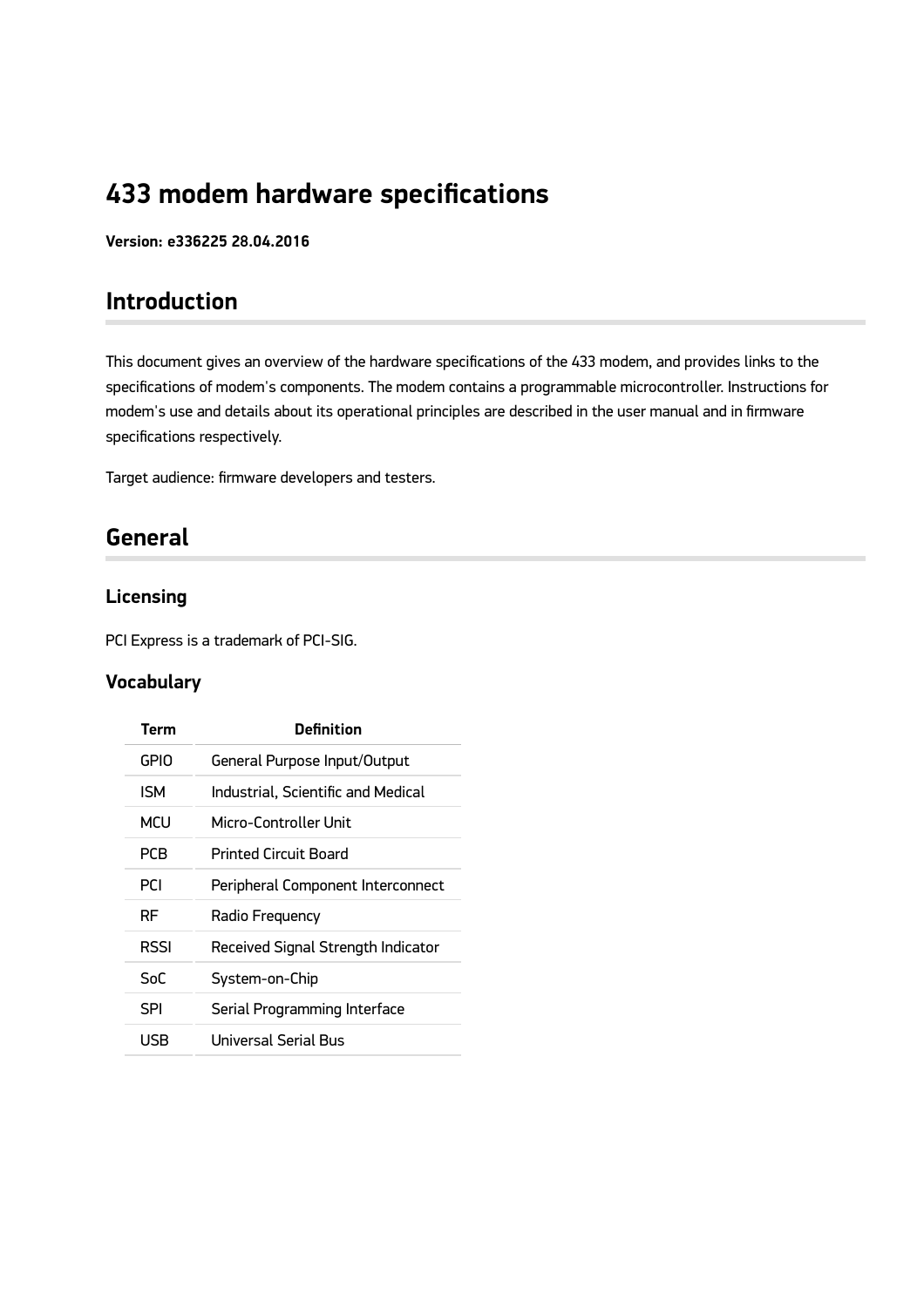# 433 modem hardware specifications

**Version: e336225 28.04.2016**

## Introduction

This document gives an overview of the hardware specifications of the 433 modem, and provides links to the specifications of modem's components. The modem contains a programmable microcontroller. Instructions for modem's use and details about its operational principles are described in the user manual and in firmware specifications respectively.

Target audience: firmware developers and testers.

## General

### Licensing

PCI Express is a trademark of PCI-SIG.

### Vocabulary

| Term | Definition |
|---|---|
| GPIO | General Purpose Input/Output |
| ISM | Industrial, Scientific and Medical |
| MCU | Micro-Controller Unit |
| PCB | Printed Circuit Board |
| PCI | Peripheral Component Interconnect |
| RF | Radio Frequency |
| RSSI | Received Signal Strength Indicator |
| SoC | System-on-Chip |
| SPI | Serial Programming Interface |
| USB | Universal Serial Bus |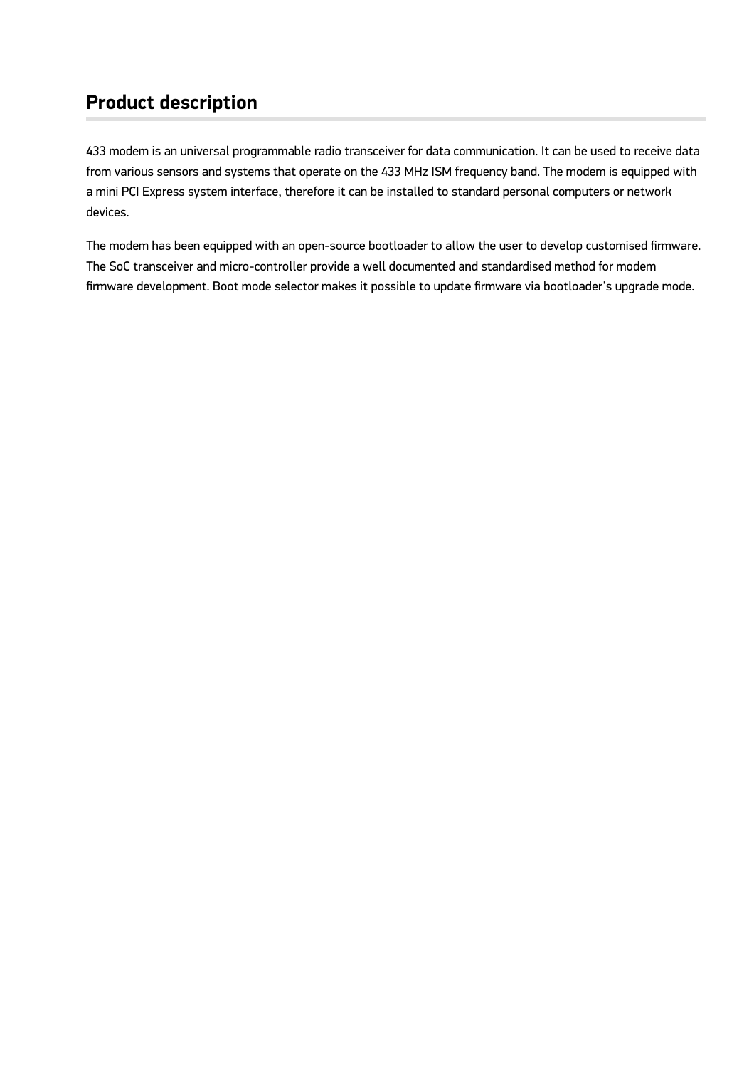## Product description

433 modem is an universal programmable radio transceiver for data communication. It can be used to receive data from various sensors and systems that operate on the 433 MHz ISM frequency band. The modem is equipped with a mini PCI Express system interface, therefore it can be installed to standard personal computers or network devices.

The modem has been equipped with an open-source bootloader to allow the user to develop customised firmware. The SoC transceiver and micro-controller provide a well documented and standardised method for modem firmware development. Boot mode selector makes it possible to update firmware via bootloader's upgrade mode.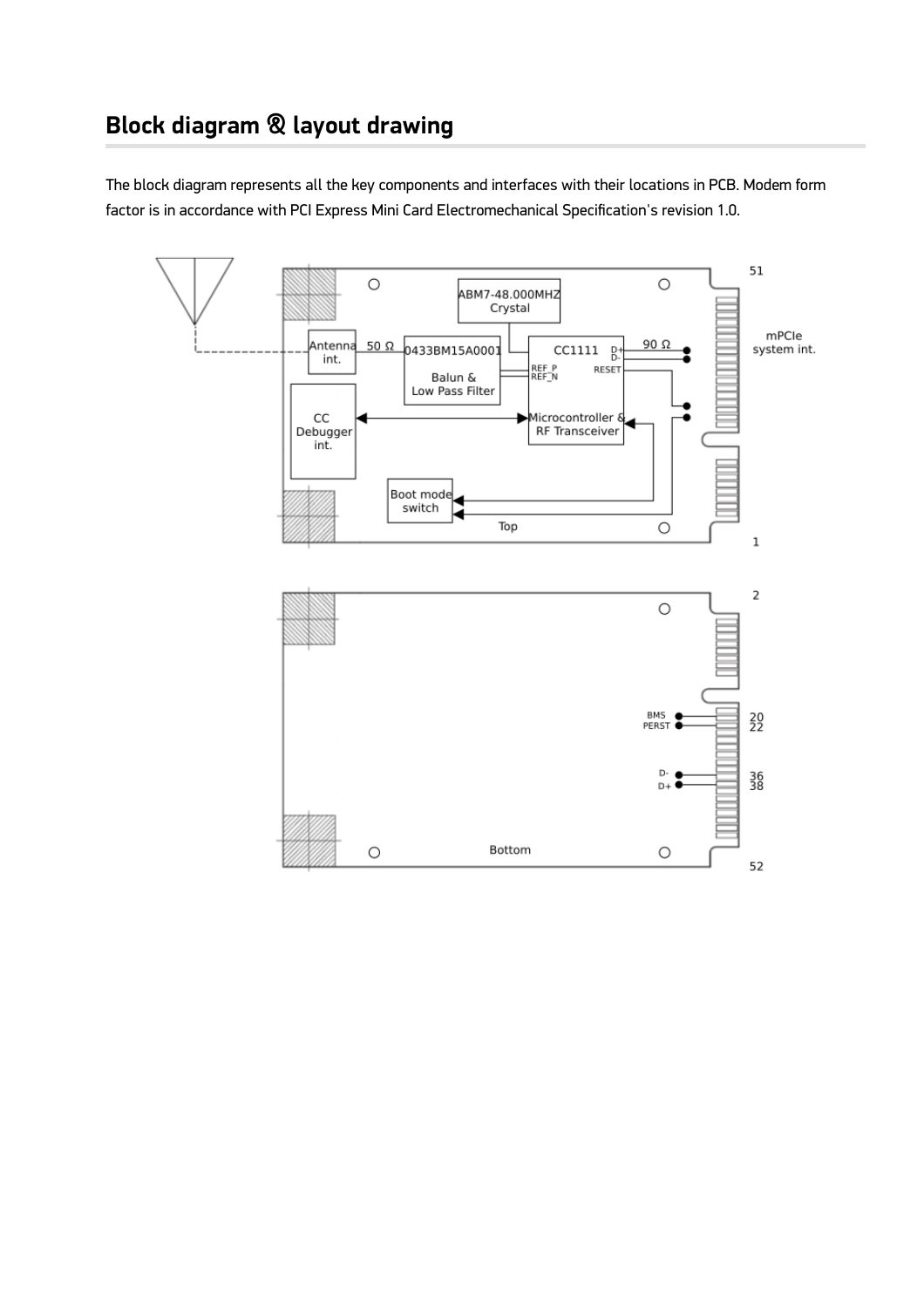## Block diagram & layout drawing

The block diagram represents all the key components and interfaces with their locations in PCB. Modem form factor is in accordance with PCI Express Mini Card Electromechanical Specification's revision 1.0.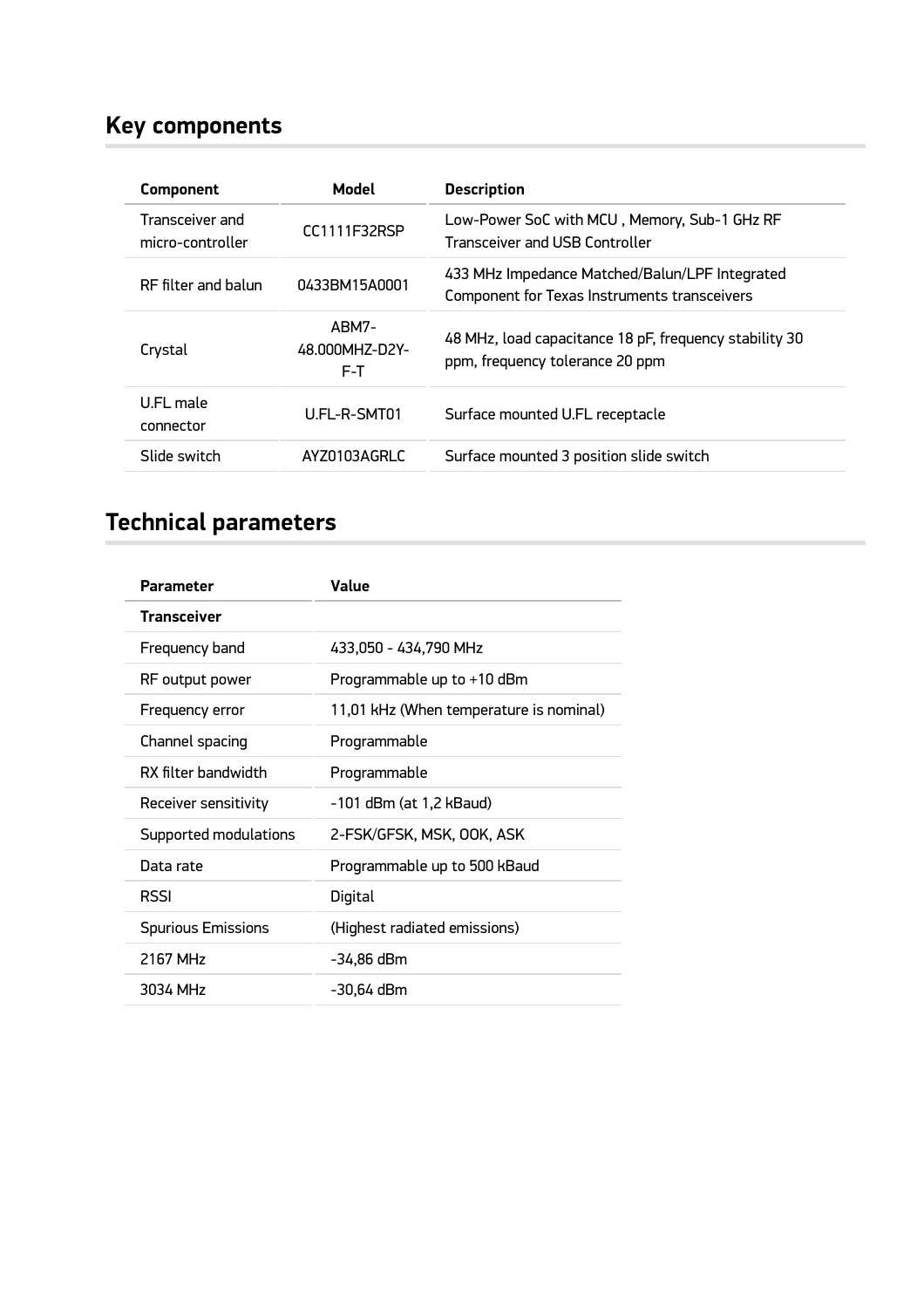## Key components

| Component | Model | Description |
|---|---|---|
| Transceiver and micro-controller | CC1111F32RSP | Low-Power SoC with MCU , Memory, Sub-1 GHz RF Transceiver and USB Controller |
| RF filter and balun | 0433BM15A0001 | 433 MHz Impedance Matched/Balun/LPF Integrated Component for Texas Instruments transceivers |
| Crystal | ABM7-48.000MHZ-D2Y-F-T | 48 MHz, load capacitance 18 pF, frequency stability 30 ppm, frequency tolerance 20 ppm |
| U.FL male connector | U.FL-R-SMT01 | Surface mounted U.FL receptacle |
| Slide switch | AYZ0103AGRLC | Surface mounted 3 position slide switch |

## Technical parameters

| Parameter | Value |
|---|---|
| **Transceiver** | |
| Frequency band | 433,050 - 434,790 MHz |
| RF output power | Programmable up to +10 dBm |
| Frequency error | 11,01 kHz (When temperature is nominal) |
| Channel spacing | Programmable |
| RX filter bandwidth | Programmable |
| Receiver sensitivity | -101 dBm (at 1,2 kBaud) |
| Supported modulations | 2-FSK/GFSK, MSK, OOK, ASK |
| Data rate | Programmable up to 500 kBaud |
| RSSI | Digital |
| Spurious Emissions | (Highest radiated emissions) |
| 2167 MHz | -34,86 dBm |
| 3034 MHz | -30,64 dBm |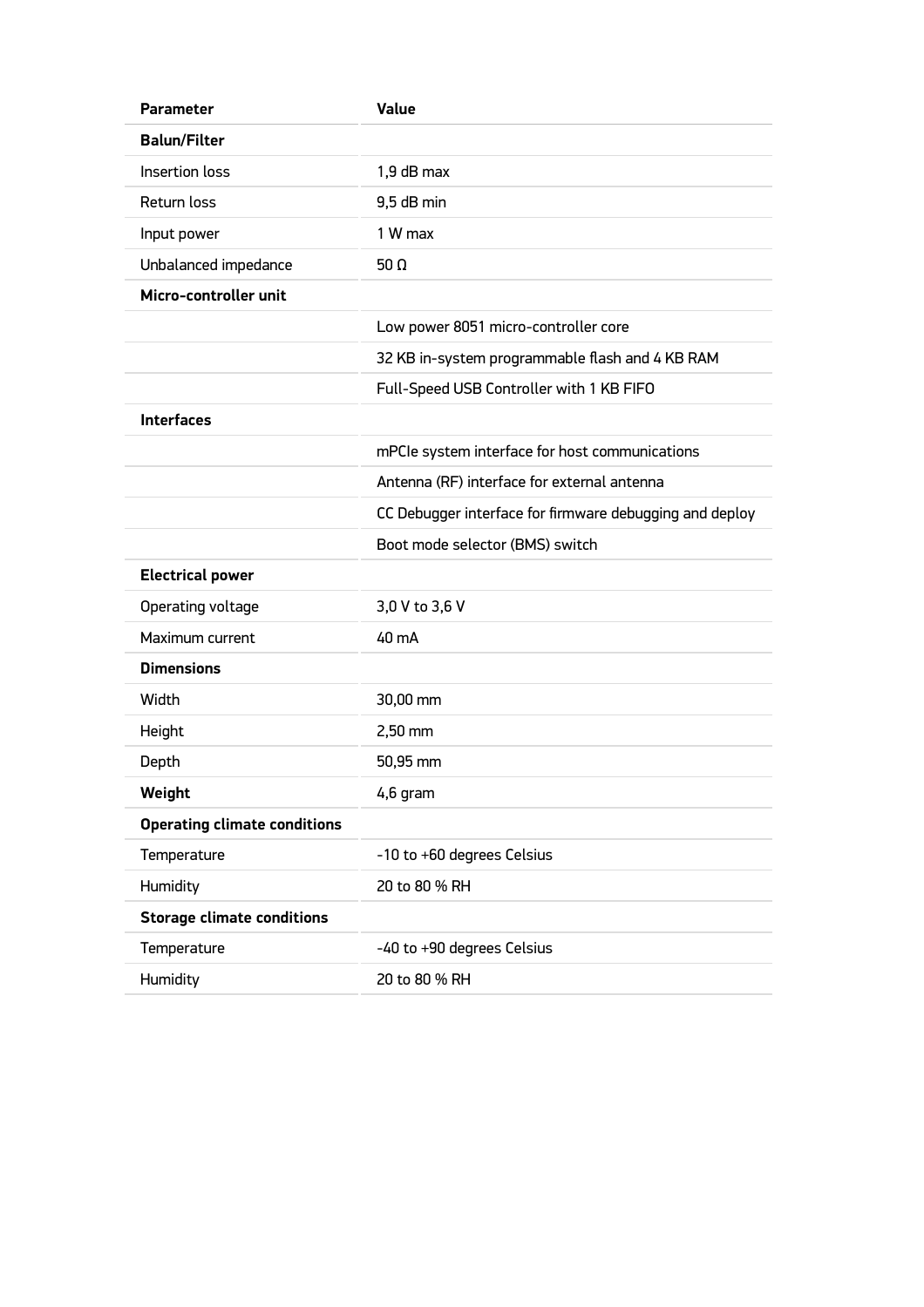| Parameter | Value |
| --- | --- |
| **Balun/Filter** | |
| Insertion loss | 1,9 dB max |
| Return loss | 9,5 dB min |
| Input power | 1 W max |
| Unbalanced impedance | 50 Ω |
| **Micro-controller unit** | |
| | Low power 8051 micro-controller core |
| | 32 KB in-system programmable flash and 4 KB RAM |
| | Full-Speed USB Controller with 1 KB FIFO |
| **Interfaces** | |
| | mPCIe system interface for host communications |
| | Antenna (RF) interface for external antenna |
| | CC Debugger interface for firmware debugging and deploy |
| | Boot mode selector (BMS) switch |
| **Electrical power** | |
| Operating voltage | 3,0 V to 3,6 V |
| Maximum current | 40 mA |
| **Dimensions** | |
| Width | 30,00 mm |
| Height | 2,50 mm |
| Depth | 50,95 mm |
| **Weight** | 4,6 gram |
| **Operating climate conditions** | |
| Temperature | -10 to +60 degrees Celsius |
| Humidity | 20 to 80 % RH |
| **Storage climate conditions** | |
| Temperature | -40 to +90 degrees Celsius |
| Humidity | 20 to 80 % RH |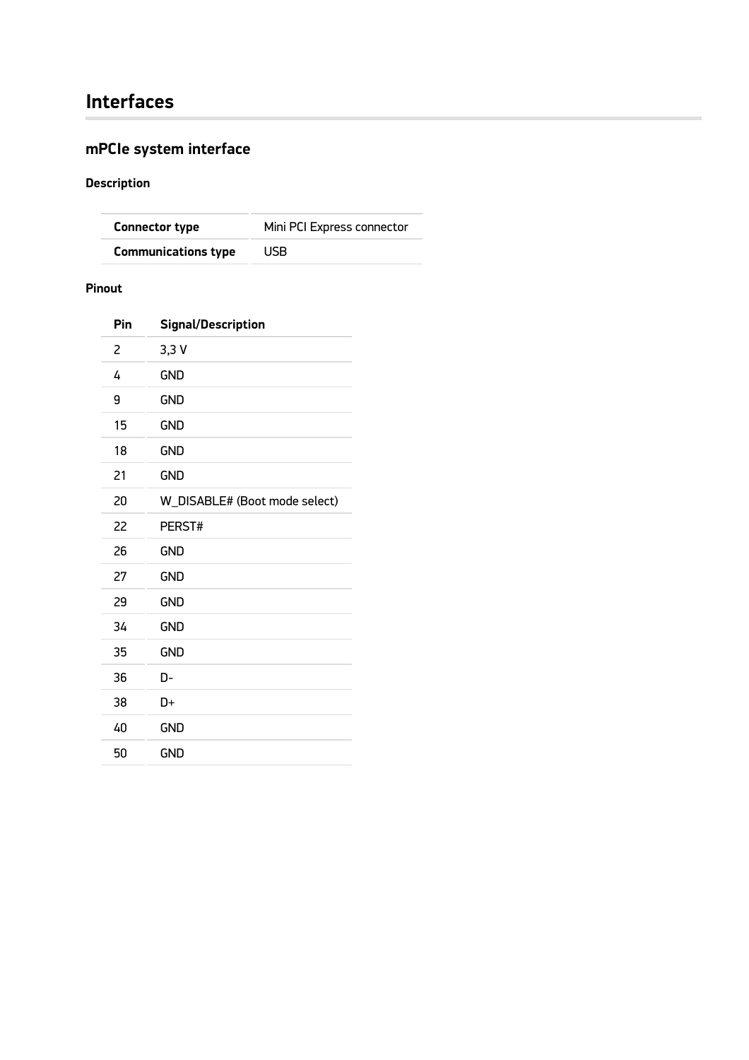# Interfaces

## mPCIe system interface

### Description

| Connector type | Mini PCI Express connector |
|---|---|
| Communications type | USB |

### Pinout

| Pin | Signal/Description |
|---|---|
| 2 | 3,3 V |
| 4 | GND |
| 9 | GND |
| 15 | GND |
| 18 | GND |
| 21 | GND |
| 20 | W_DISABLE# (Boot mode select) |
| 22 | PERST# |
| 26 | GND |
| 27 | GND |
| 29 | GND |
| 34 | GND |
| 35 | GND |
| 36 | D- |
| 38 | D+ |
| 40 | GND |
| 50 | GND |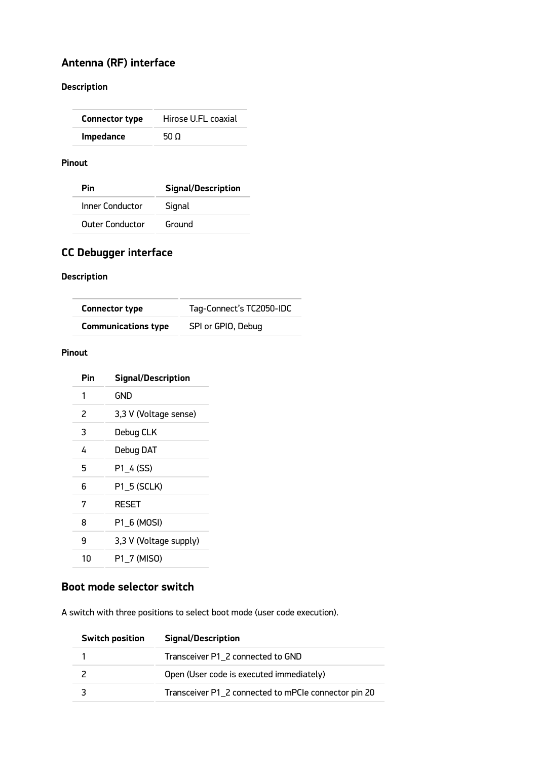## Antenna (RF) interface

### Description

| Connector type | Hirose U.FL coaxial |
|---|---|
| **Impedance** | 50 Ω |

### Pinout

| Pin | Signal/Description |
|---|---|
| Inner Conductor | Signal |
| Outer Conductor | Ground |

## CC Debugger interface

### Description

| Connector type | Tag-Connect's TC2050-IDC |
|---|---|
| **Communications type** | SPI or GPIO, Debug |

### Pinout

| Pin | Signal/Description |
|---|---|
| 1 | GND |
| 2 | 3,3 V (Voltage sense) |
| 3 | Debug CLK |
| 4 | Debug DAT |
| 5 | P1_4 (SS) |
| 6 | P1_5 (SCLK) |
| 7 | RESET |
| 8 | P1_6 (MOSI) |
| 9 | 3,3 V (Voltage supply) |
| 10 | P1_7 (MISO) |

## Boot mode selector switch

A switch with three positions to select boot mode (user code execution).

| Switch position | Signal/Description |
|---|---|
| 1 | Transceiver P1_2 connected to GND |
| 2 | Open (User code is executed immediately) |
| 3 | Transceiver P1_2 connected to mPCIe connector pin 20 |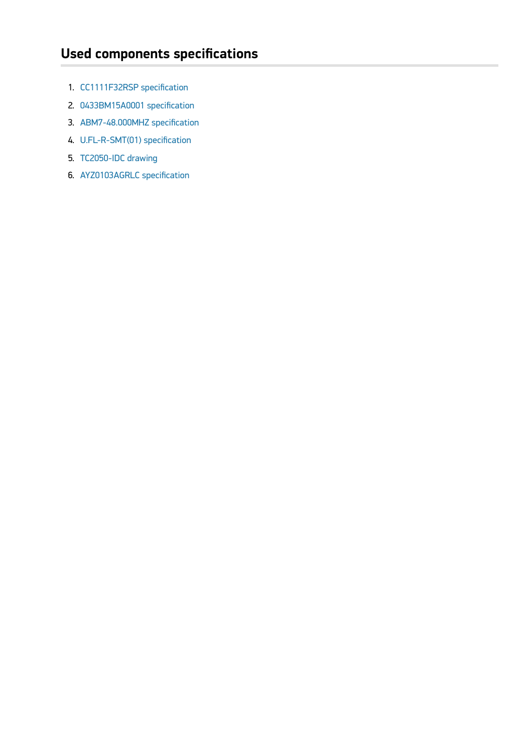## Used components specifications

1. CC1111F32RSP specification
2. 0433BM15A0001 specification
3. ABM7-48.000MHZ specification
4. U.FL-R-SMT(01) specification
5. TC2050-IDC drawing
6. AYZ0103AGRLC specification